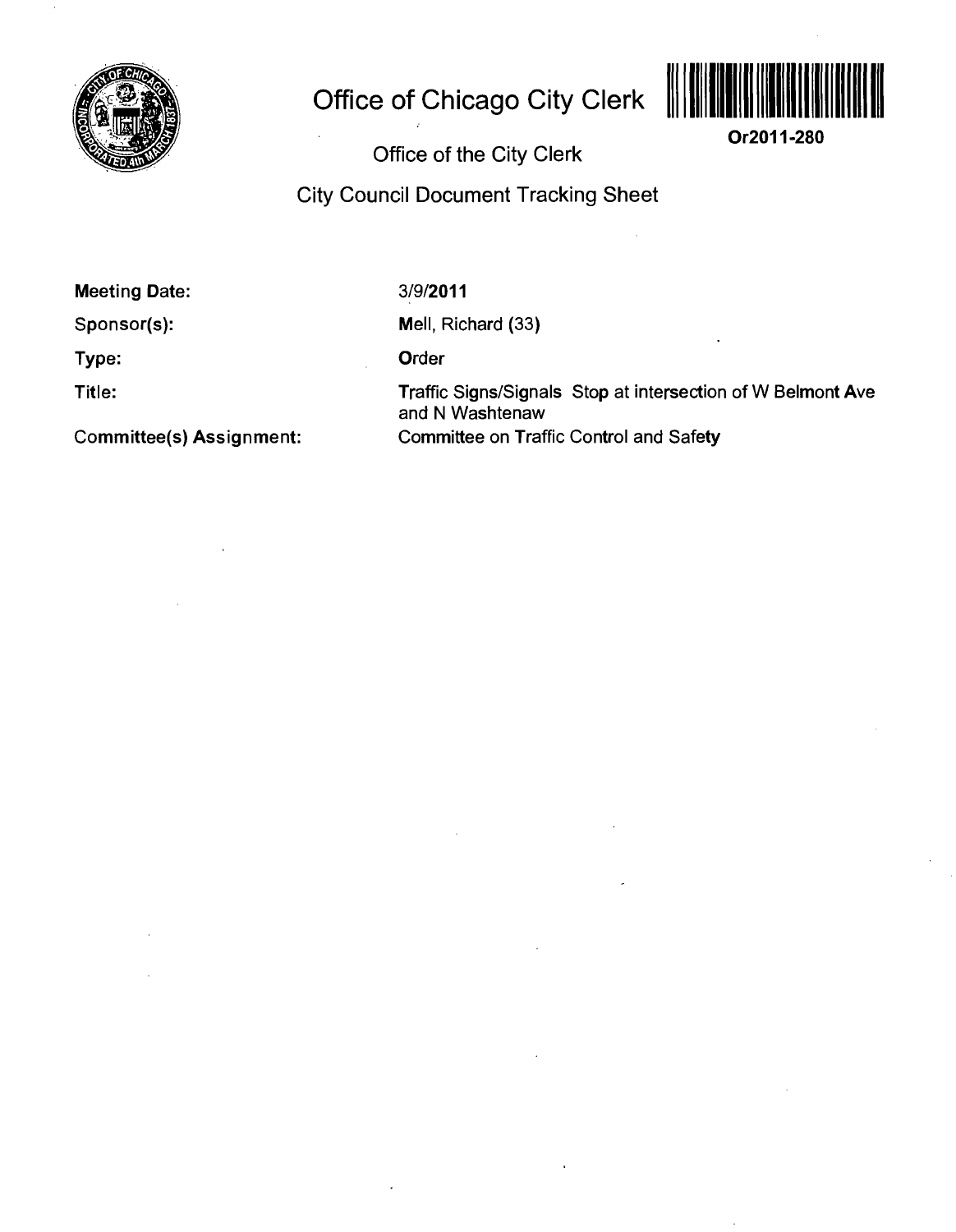# Office of Chicago City Clerk

Or2011-280

## Office of the City Clerk

## City Council Document Tracking Sheet

| | |
|---|---|
| **Meeting Date:** | 3/9/2011 |
| **Sponsor(s):** | Mell, Richard (33) |
| **Type:** | Order |
| **Title:** | Traffic Signs/Signals Stop at intersection of W Belmont Ave and N Washtenaw |
| **Committee(s) Assignment:** | Committee on Traffic Control and Safety |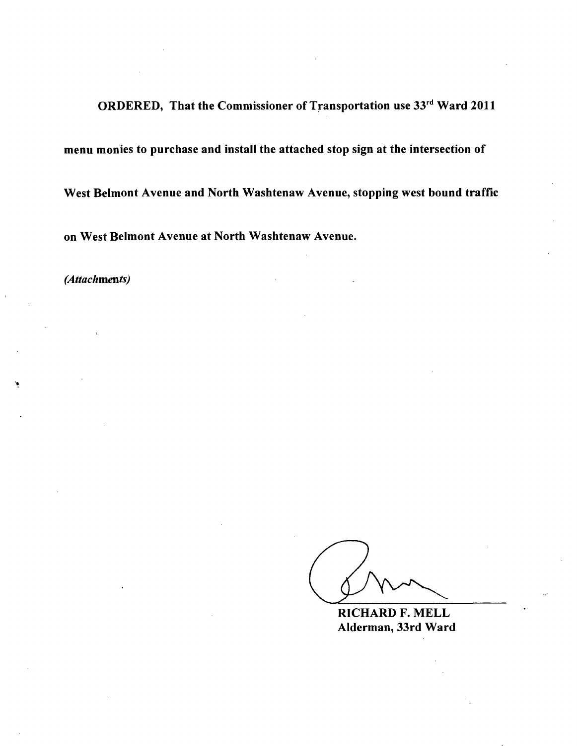**ORDERED, That the Commissioner of Transportation use 33rd Ward 2011 menu monies to purchase and install the attached stop sign at the intersection of West Belmont Avenue and North Washtenaw Avenue, stopping west bound traffic on West Belmont Avenue at North Washtenaw Avenue.**

*(Attachments)*

**RICHARD F. MELL**
**Alderman, 33rd Ward**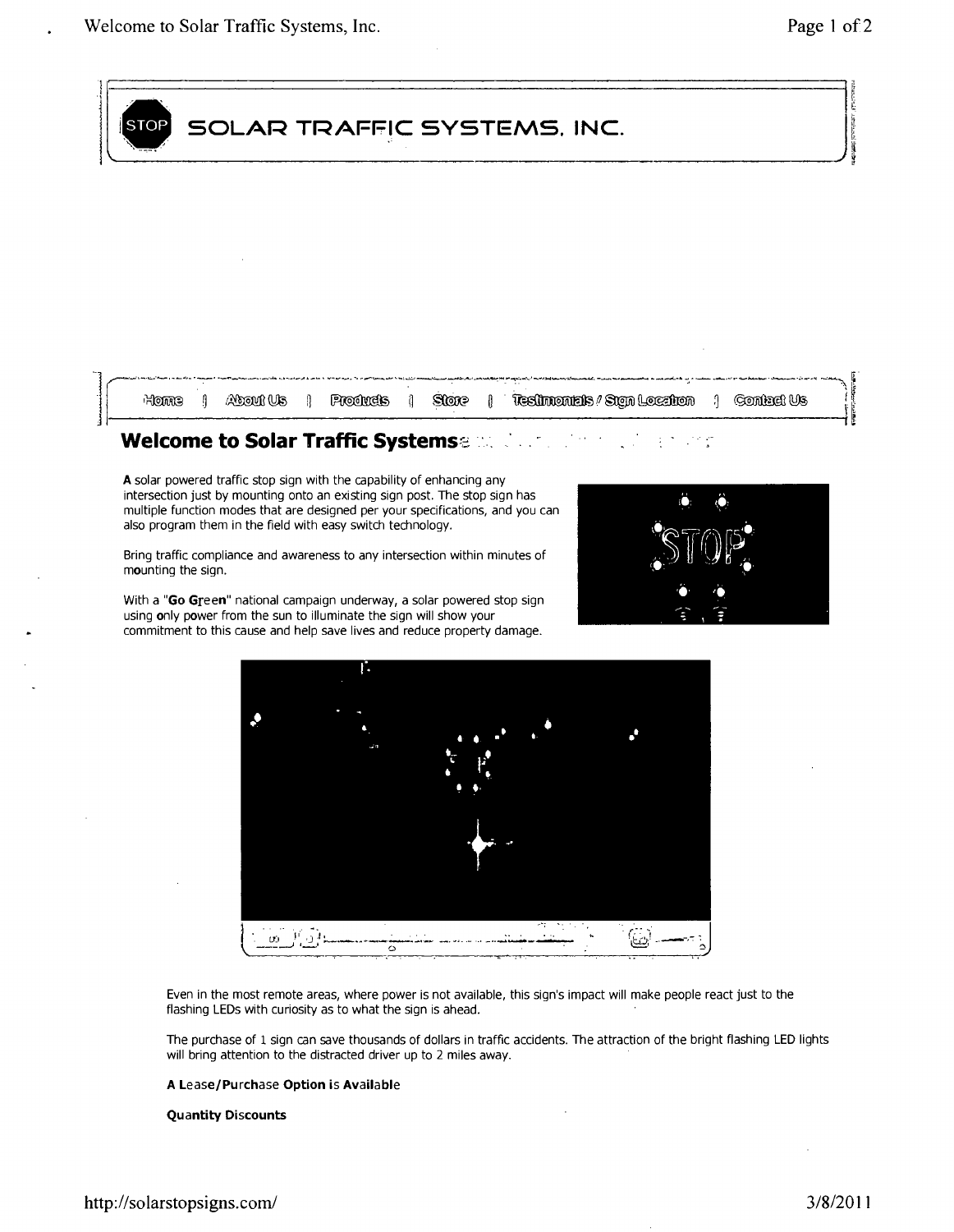# SOLAR TRAFFIC SYSTEMS, INC.

Home | About Us | Products | Store | Testimonials / Sign Location | Contact Us

## Welcome to Solar Traffic Systems

**A** solar powered traffic stop sign with the capability of enhancing any intersection just by mounting onto an existing sign post. The stop sign has multiple function modes that are designed per your specifications, and you can also program them in the field with easy switch technology.

Bring traffic compliance and awareness to any intersection within minutes of mounting the sign.

With a "**Go Green**" national campaign underway, a solar powered stop sign using only power from the sun to illuminate the sign will show your commitment to this cause and help save lives and reduce property damage.

Even in the most remote areas, where power is not available, this sign's impact will make people react just to the flashing LEDs with curiosity as to what the sign is ahead.

The purchase of 1 sign can save thousands of dollars in traffic accidents. The attraction of the bright flashing LED lights will bring attention to the distracted driver up to 2 miles away.

**A Lease/Purchase Option is Available**

**Quantity Discounts**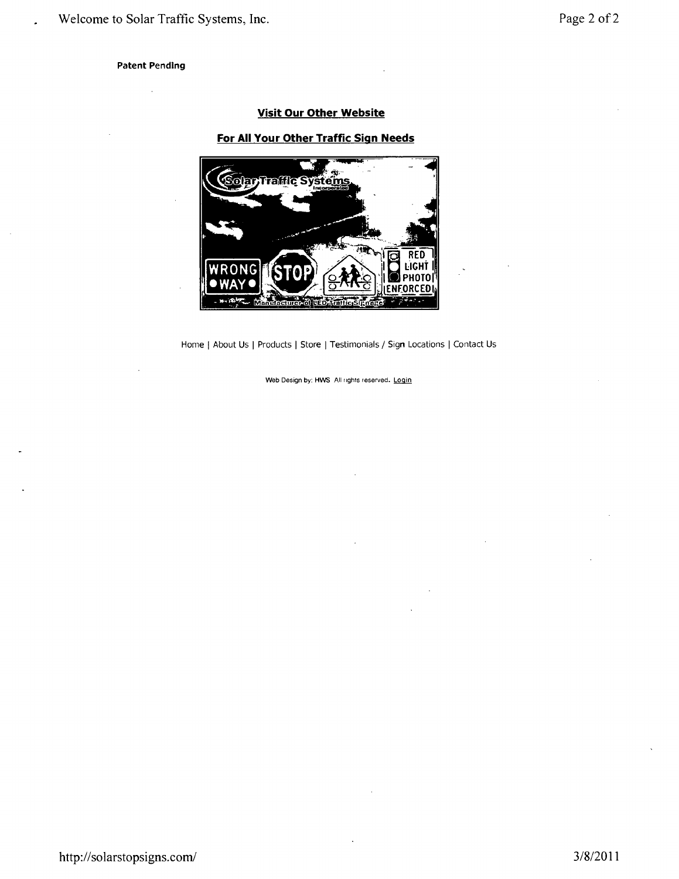**Patent Pending**

**Visit Our Other Website**

**For All Your Other Traffic Sign Needs**

Home | About Us | Products | Store | Testimonials / Sign Locations | Contact Us

Web Design by: HWS All rights reserved. Login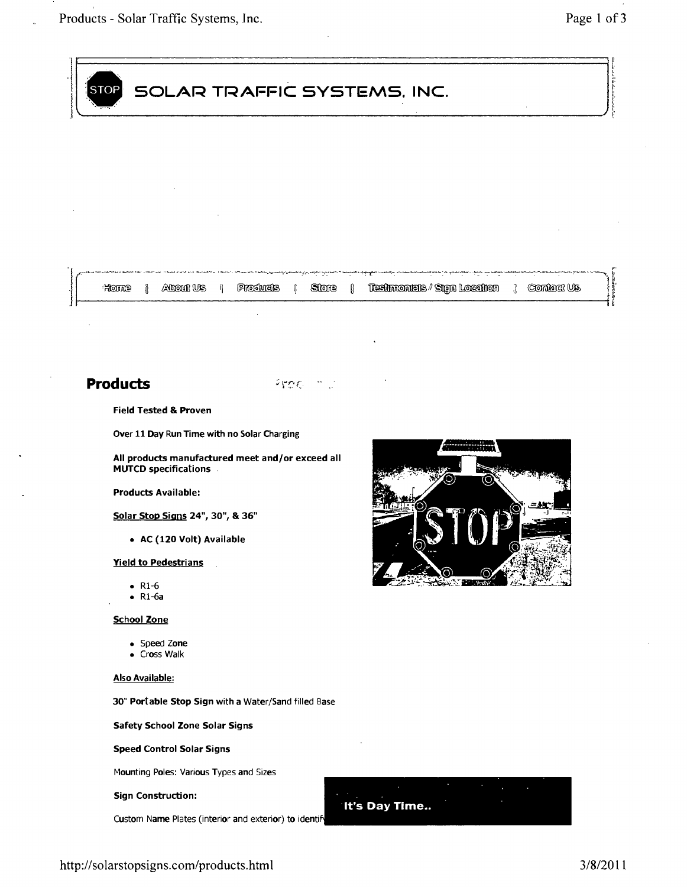# SOLAR TRAFFIC SYSTEMS, INC.

Home | About Us | Products | Store | Testimonials / Sign Location | Contact Us

## Products

**Field Tested & Proven**

**Over 11 Day Run Time with no Solar Charging**

**All products manufactured meet and/or exceed all MUTCD specifications**

**Products Available:**

**Solar Stop Signs 24", 30", & 36"**

- **AC (120 Volt) Available**

**Yield to Pedestrians**

- R1-6
- R1-6a

**School Zone**

- Speed Zone
- Cross Walk

**Also Available:**

**30" Portable Stop Sign** with a Water/Sand filled Base

**Safety School Zone Solar Signs**

**Speed Control Solar Signs**

Mounting Poles: Various Types and Sizes

**Sign Construction:**

Custom Name Plates (interior and exterior) to identif

**It's Day Time..**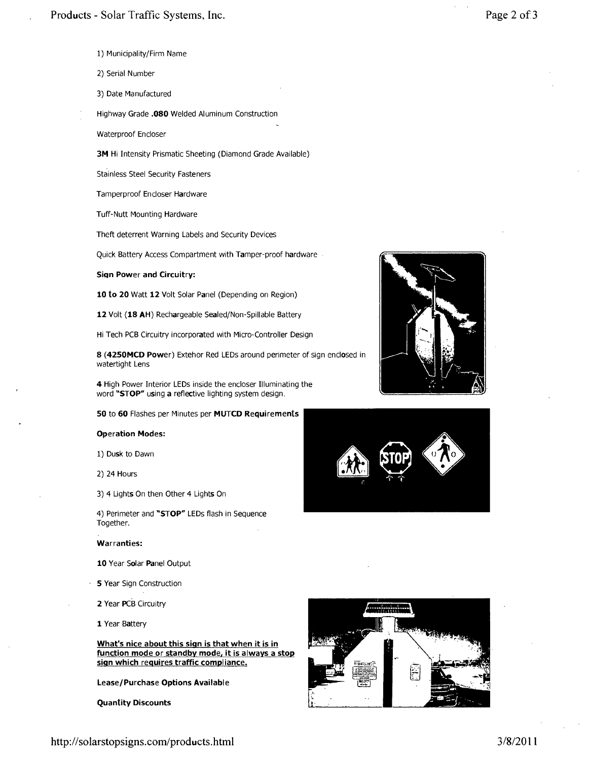1) Municipality/Firm Name

2) Serial Number

3) Date Manufactured

Highway Grade **.080** Welded Aluminum Construction

Waterproof Encloser

**3M** Hi Intensity Prismatic Sheeting (Diamond Grade Available)

Stainless Steel Security Fasteners

Tamperproof Encloser Hardware

Tuff-Nutt Mounting Hardware

Theft deterrent Warning Labels and Security Devices

Quick Battery Access Compartment with Tamper-proof hardware

**Sign Power and Circuitry:**

**10 to 20** Watt **12** Volt Solar Panel (Depending on Region)

**12** Volt (**18 AH**) Rechargeable Sealed/Non-Spillable Battery

Hi Tech PCB Circuitry incorporated with Micro-Controller Design

**8** (**4250MCD Power**) Extehor Red LEDs around perimeter of sign enclosed in watertight Lens

**4** High Power Interior LEDs inside the encloser Illuminating the word **"STOP"** using a reflective lighting system design.

**50** to **60** Flashes per Minutes per **MUTCD Requirements**

**Operation Modes:**

1) Dusk to Dawn

2) 24 Hours

3) 4 Lights On then Other 4 Lights On

4) Perimeter and **"STOP"** LEDs flash in Sequence Together.

**Warranties:**

**10** Year Solar Panel Output

**5** Year Sign Construction

**2** Year PCB Circuitry

**1** Year Battery

**<u>What's nice about this sign is that when it is in function mode or standby mode, it is always a stop sign which requires traffic compliance.</u>**

**Lease/Purchase Options Available**

**Quantity Discounts**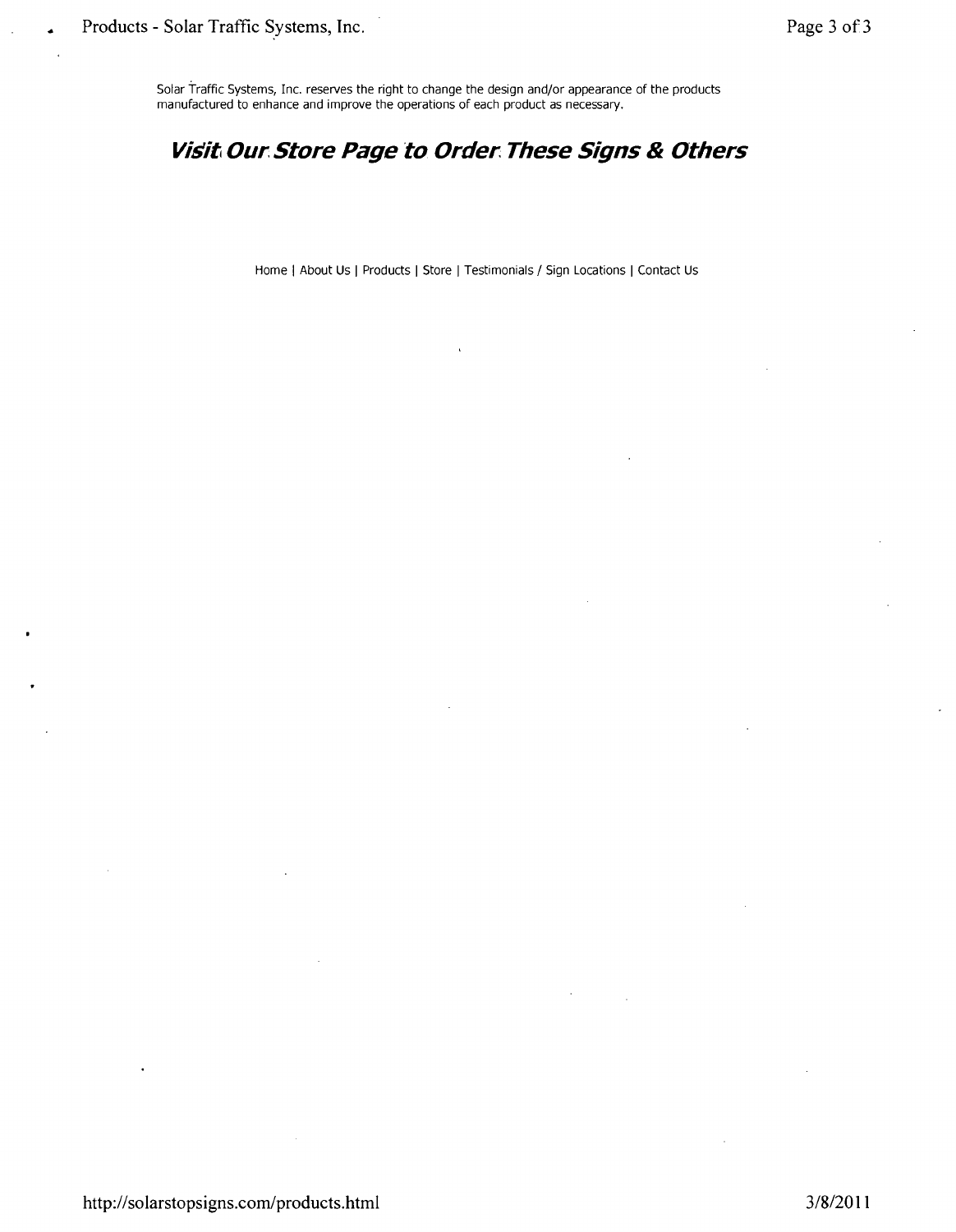Solar Traffic Systems, Inc. reserves the right to change the design and/or appearance of the products manufactured to enhance and improve the operations of each product as necessary.

## ***Visit Our Store Page to Order These Signs & Others***

Home | About Us | Products | Store | Testimonials / Sign Locations | Contact Us